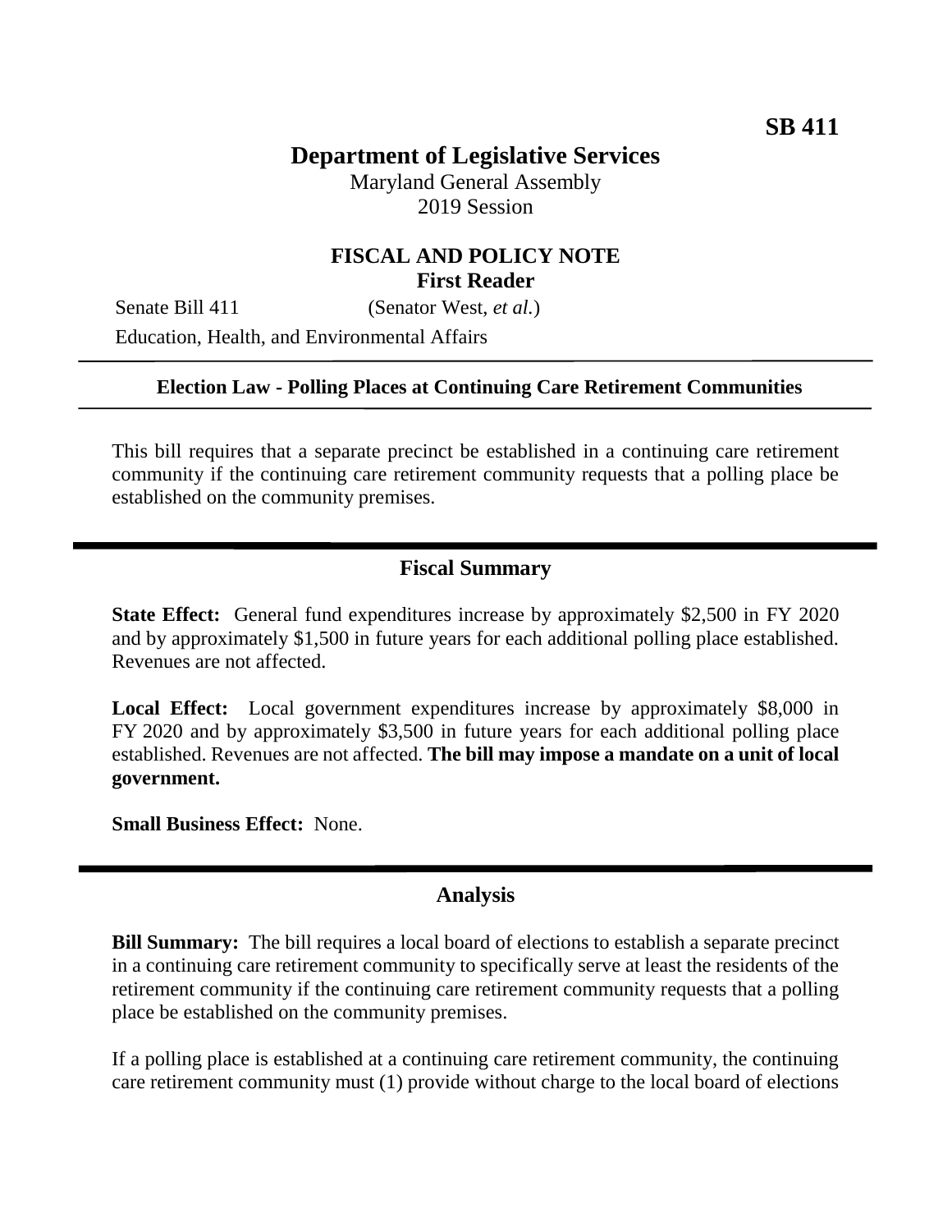**SB 411**

# Department of Legislative Services

Maryland General Assembly
2019 Session

## FISCAL AND POLICY NOTE
**First Reader**

Senate Bill 411 (Senator West, *et al.*)

Education, Health, and Environmental Affairs

**Election Law - Polling Places at Continuing Care Retirement Communities**

This bill requires that a separate precinct be established in a continuing care retirement community if the continuing care retirement community requests that a polling place be established on the community premises.

## Fiscal Summary

**State Effect:** General fund expenditures increase by approximately $2,500 in FY 2020 and by approximately $1,500 in future years for each additional polling place established. Revenues are not affected.

**Local Effect:** Local government expenditures increase by approximately $8,000 in FY 2020 and by approximately $3,500 in future years for each additional polling place established. Revenues are not affected. **The bill may impose a mandate on a unit of local government.**

**Small Business Effect:** None.

## Analysis

**Bill Summary:** The bill requires a local board of elections to establish a separate precinct in a continuing care retirement community to specifically serve at least the residents of the retirement community if the continuing care retirement community requests that a polling place be established on the community premises.

If a polling place is established at a continuing care retirement community, the continuing care retirement community must (1) provide without charge to the local board of elections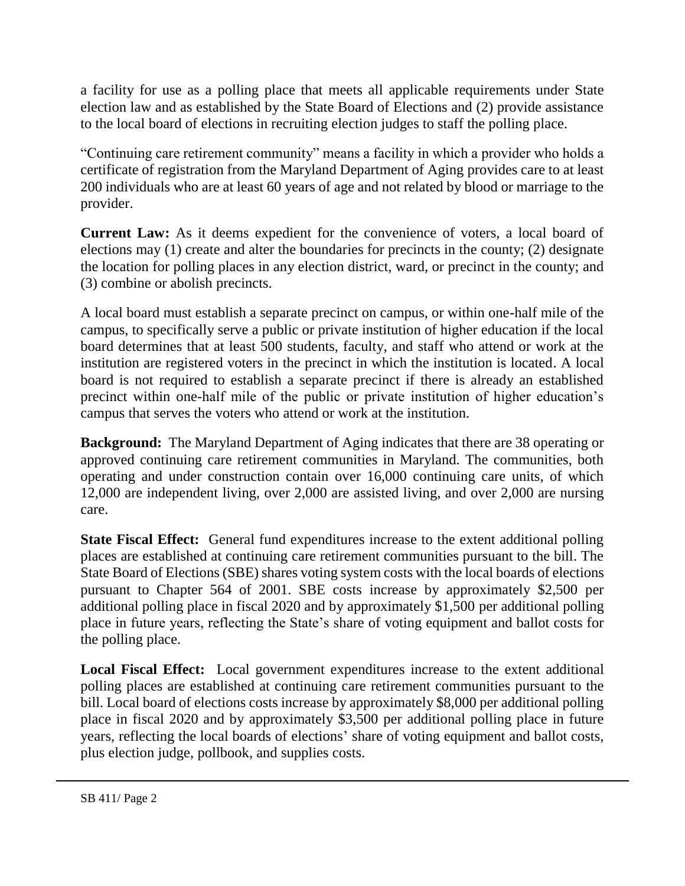a facility for use as a polling place that meets all applicable requirements under State election law and as established by the State Board of Elections and (2) provide assistance to the local board of elections in recruiting election judges to staff the polling place.

"Continuing care retirement community" means a facility in which a provider who holds a certificate of registration from the Maryland Department of Aging provides care to at least 200 individuals who are at least 60 years of age and not related by blood or marriage to the provider.

**Current Law:** As it deems expedient for the convenience of voters, a local board of elections may (1) create and alter the boundaries for precincts in the county; (2) designate the location for polling places in any election district, ward, or precinct in the county; and (3) combine or abolish precincts.

A local board must establish a separate precinct on campus, or within one-half mile of the campus, to specifically serve a public or private institution of higher education if the local board determines that at least 500 students, faculty, and staff who attend or work at the institution are registered voters in the precinct in which the institution is located. A local board is not required to establish a separate precinct if there is already an established precinct within one-half mile of the public or private institution of higher education's campus that serves the voters who attend or work at the institution.

**Background:** The Maryland Department of Aging indicates that there are 38 operating or approved continuing care retirement communities in Maryland. The communities, both operating and under construction contain over 16,000 continuing care units, of which 12,000 are independent living, over 2,000 are assisted living, and over 2,000 are nursing care.

**State Fiscal Effect:** General fund expenditures increase to the extent additional polling places are established at continuing care retirement communities pursuant to the bill. The State Board of Elections (SBE) shares voting system costs with the local boards of elections pursuant to Chapter 564 of 2001. SBE costs increase by approximately $2,500 per additional polling place in fiscal 2020 and by approximately $1,500 per additional polling place in future years, reflecting the State's share of voting equipment and ballot costs for the polling place.

**Local Fiscal Effect:** Local government expenditures increase to the extent additional polling places are established at continuing care retirement communities pursuant to the bill. Local board of elections costs increase by approximately $8,000 per additional polling place in fiscal 2020 and by approximately $3,500 per additional polling place in future years, reflecting the local boards of elections' share of voting equipment and ballot costs, plus election judge, pollbook, and supplies costs.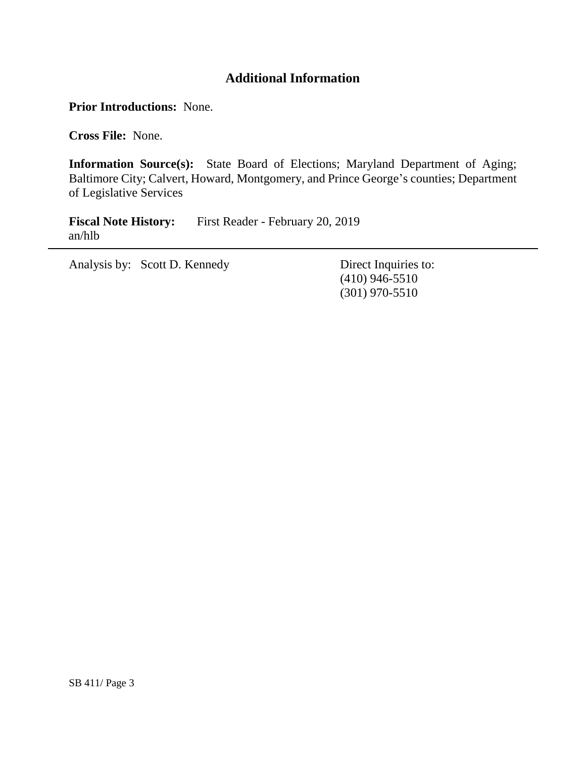## Additional Information

**Prior Introductions:** None.

**Cross File:** None.

**Information Source(s):** State Board of Elections; Maryland Department of Aging; Baltimore City; Calvert, Howard, Montgomery, and Prince George's counties; Department of Legislative Services

**Fiscal Note History:** First Reader - February 20, 2019
an/hlb

---

Analysis by: Scott D. Kennedy

Direct Inquiries to:
(410) 946-5510
(301) 970-5510